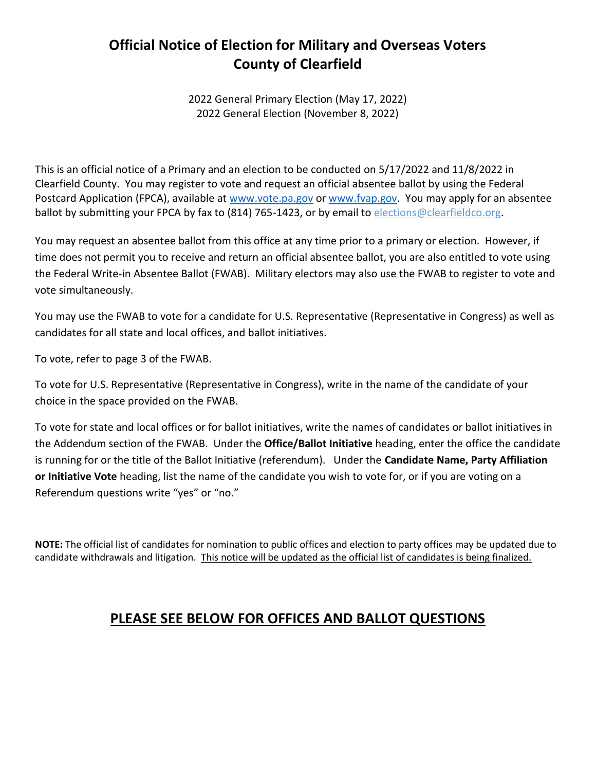# Official Notice of Election for Military and Overseas Voters
# County of Clearfield

2022 General Primary Election (May 17, 2022)
2022 General Election (November 8, 2022)

This is an official notice of a Primary and an election to be conducted on 5/17/2022 and 11/8/2022 in Clearfield County. You may register to vote and request an official absentee ballot by using the Federal Postcard Application (FPCA), available at www.vote.pa.gov or www.fvap.gov. You may apply for an absentee ballot by submitting your FPCA by fax to (814) 765-1423, or by email to elections@clearfieldco.org.

You may request an absentee ballot from this office at any time prior to a primary or election. However, if time does not permit you to receive and return an official absentee ballot, you are also entitled to vote using the Federal Write-in Absentee Ballot (FWAB). Military electors may also use the FWAB to register to vote and vote simultaneously.

You may use the FWAB to vote for a candidate for U.S. Representative (Representative in Congress) as well as candidates for all state and local offices, and ballot initiatives.

To vote, refer to page 3 of the FWAB.

To vote for U.S. Representative (Representative in Congress), write in the name of the candidate of your choice in the space provided on the FWAB.

To vote for state and local offices or for ballot initiatives, write the names of candidates or ballot initiatives in the Addendum section of the FWAB. Under the **Office/Ballot Initiative** heading, enter the office the candidate is running for or the title of the Ballot Initiative (referendum). Under the **Candidate Name, Party Affiliation or Initiative Vote** heading, list the name of the candidate you wish to vote for, or if you are voting on a Referendum questions write "yes" or "no."

**NOTE:** The official list of candidates for nomination to public offices and election to party offices may be updated due to candidate withdrawals and litigation. <u>This notice will be updated as the official list of candidates is being finalized.</u>

## <u>PLEASE SEE BELOW FOR OFFICES AND BALLOT QUESTIONS</u>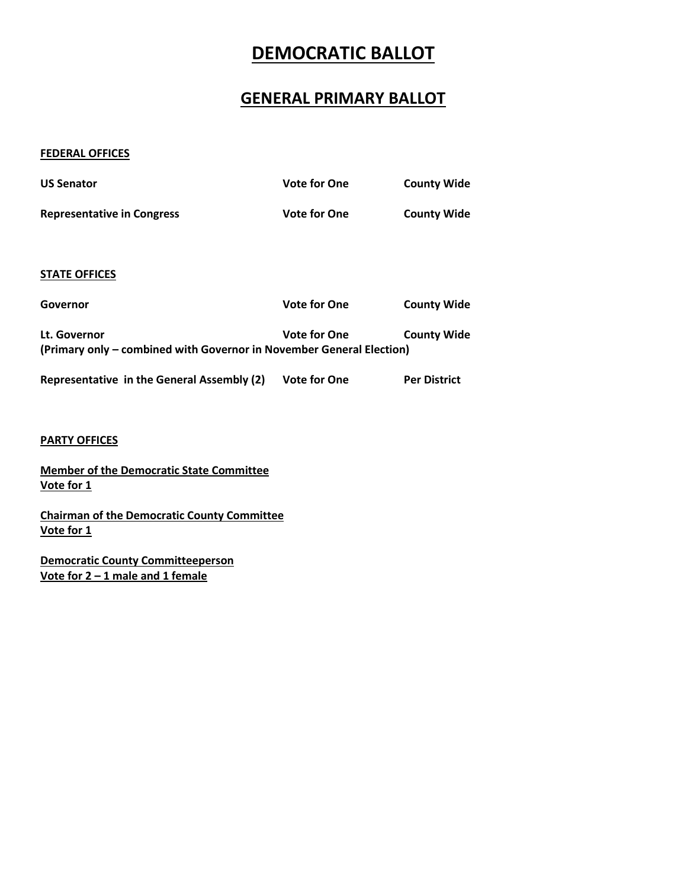# DEMOCRATIC BALLOT

## GENERAL PRIMARY BALLOT

**FEDERAL OFFICES**

| | | |
|---|---|---|
| **US Senator** | **Vote for One** | **County Wide** |
| **Representative in Congress** | **Vote for One** | **County Wide** |

**STATE OFFICES**

| | | |
|---|---|---|
| **Governor** | **Vote for One** | **County Wide** |
| **Lt. Governor** | **Vote for One** | **County Wide** |

**(Primary only – combined with Governor in November General Election)**

| | | |
|---|---|---|
| **Representative in the General Assembly (2)** | **Vote for One** | **Per District** |

**PARTY OFFICES**

**Member of the Democratic State Committee**
**Vote for 1**

**Chairman of the Democratic County Committee**
**Vote for 1**

**Democratic County Committeeperson**
**Vote for 2 – 1 male and 1 female**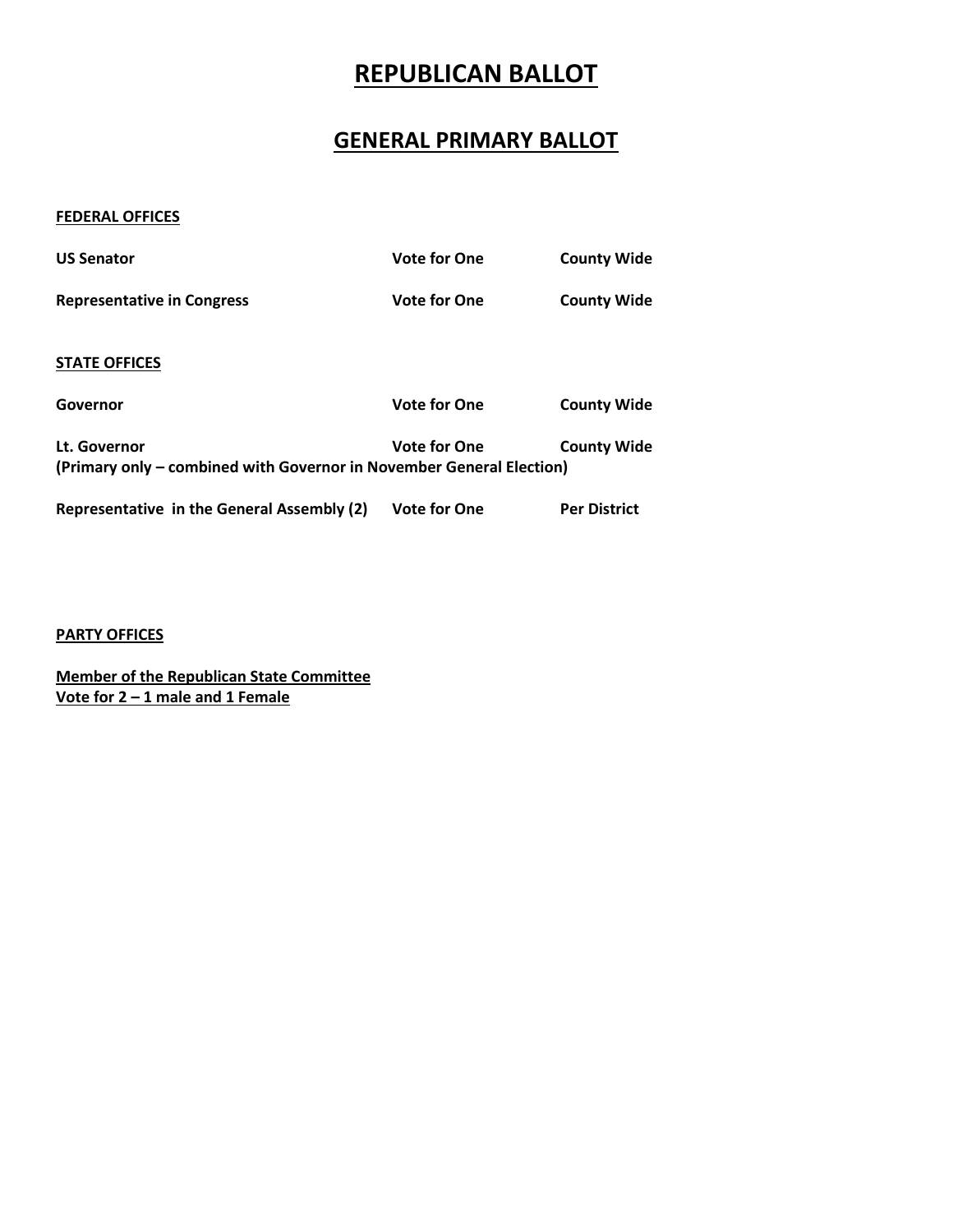# REPUBLICAN BALLOT

## GENERAL PRIMARY BALLOT

**FEDERAL OFFICES**

| | | |
|---|---|---|
| **US Senator** | **Vote for One** | **County Wide** |
| **Representative in Congress** | **Vote for One** | **County Wide** |

**STATE OFFICES**

| | | |
|---|---|---|
| **Governor** | **Vote for One** | **County Wide** |
| **Lt. Governor** | **Vote for One** | **County Wide** |

**(Primary only – combined with Governor in November General Election)**

| | | |
|---|---|---|
| **Representative in the General Assembly (2)** | **Vote for One** | **Per District** |

**PARTY OFFICES**

**Member of the Republican State Committee**
**Vote for 2 – 1 male and 1 Female**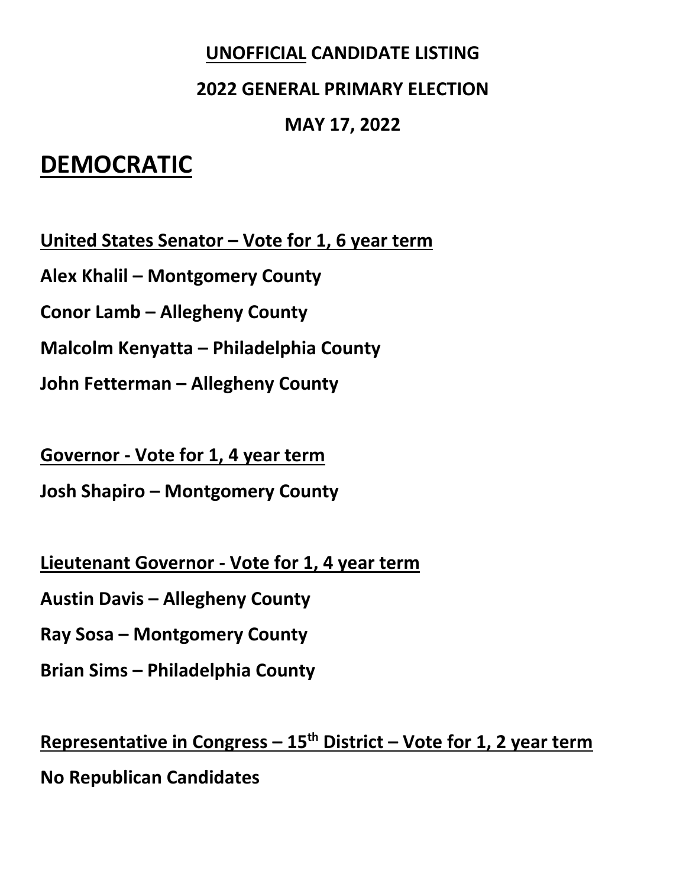**UNOFFICIAL CANDIDATE LISTING**

**2022 GENERAL PRIMARY ELECTION**

**MAY 17, 2022**

# DEMOCRATIC

**United States Senator – Vote for 1, 6 year term**

**Alex Khalil – Montgomery County**

**Conor Lamb – Allegheny County**

**Malcolm Kenyatta – Philadelphia County**

**John Fetterman – Allegheny County**

**Governor - Vote for 1, 4 year term**

**Josh Shapiro – Montgomery County**

**Lieutenant Governor - Vote for 1, 4 year term**

**Austin Davis – Allegheny County**

**Ray Sosa – Montgomery County**

**Brian Sims – Philadelphia County**

**Representative in Congress – 15th District – Vote for 1, 2 year term**

**No Republican Candidates**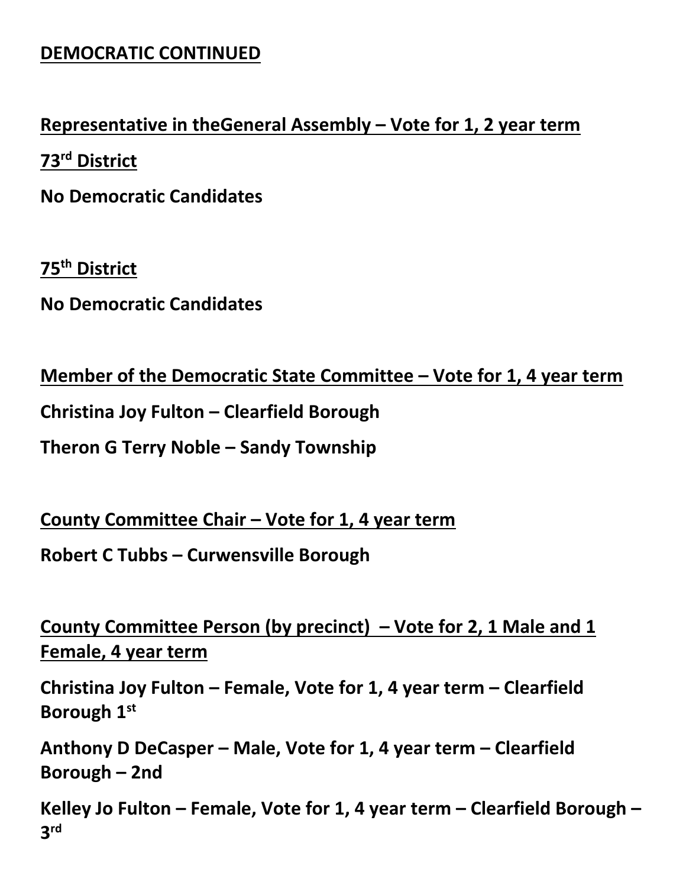**DEMOCRATIC CONTINUED**

**Representative in theGeneral Assembly – Vote for 1, 2 year term**

**73rd District**

**No Democratic Candidates**

**75th District**

**No Democratic Candidates**

**Member of the Democratic State Committee – Vote for 1, 4 year term**

**Christina Joy Fulton – Clearfield Borough**

**Theron G Terry Noble – Sandy Township**

**County Committee Chair – Vote for 1, 4 year term**

**Robert C Tubbs – Curwensville Borough**

**County Committee Person (by precinct) – Vote for 2, 1 Male and 1 Female, 4 year term**

**Christina Joy Fulton – Female, Vote for 1, 4 year term – Clearfield Borough 1st**

**Anthony D DeCasper – Male, Vote for 1, 4 year term – Clearfield Borough – 2nd**

**Kelley Jo Fulton – Female, Vote for 1, 4 year term – Clearfield Borough – 3rd**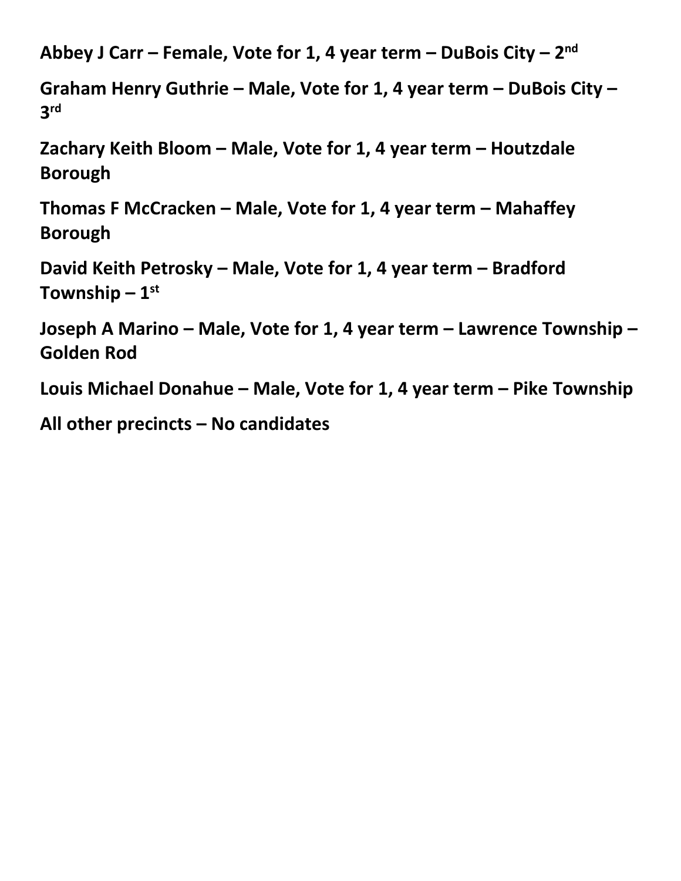**Abbey J Carr – Female, Vote for 1, 4 year term – DuBois City – 2nd**

**Graham Henry Guthrie – Male, Vote for 1, 4 year term – DuBois City – 3rd**

**Zachary Keith Bloom – Male, Vote for 1, 4 year term – Houtzdale Borough**

**Thomas F McCracken – Male, Vote for 1, 4 year term – Mahaffey Borough**

**David Keith Petrosky – Male, Vote for 1, 4 year term – Bradford Township – 1st**

**Joseph A Marino – Male, Vote for 1, 4 year term – Lawrence Township – Golden Rod**

**Louis Michael Donahue – Male, Vote for 1, 4 year term – Pike Township**

**All other precincts – No candidates**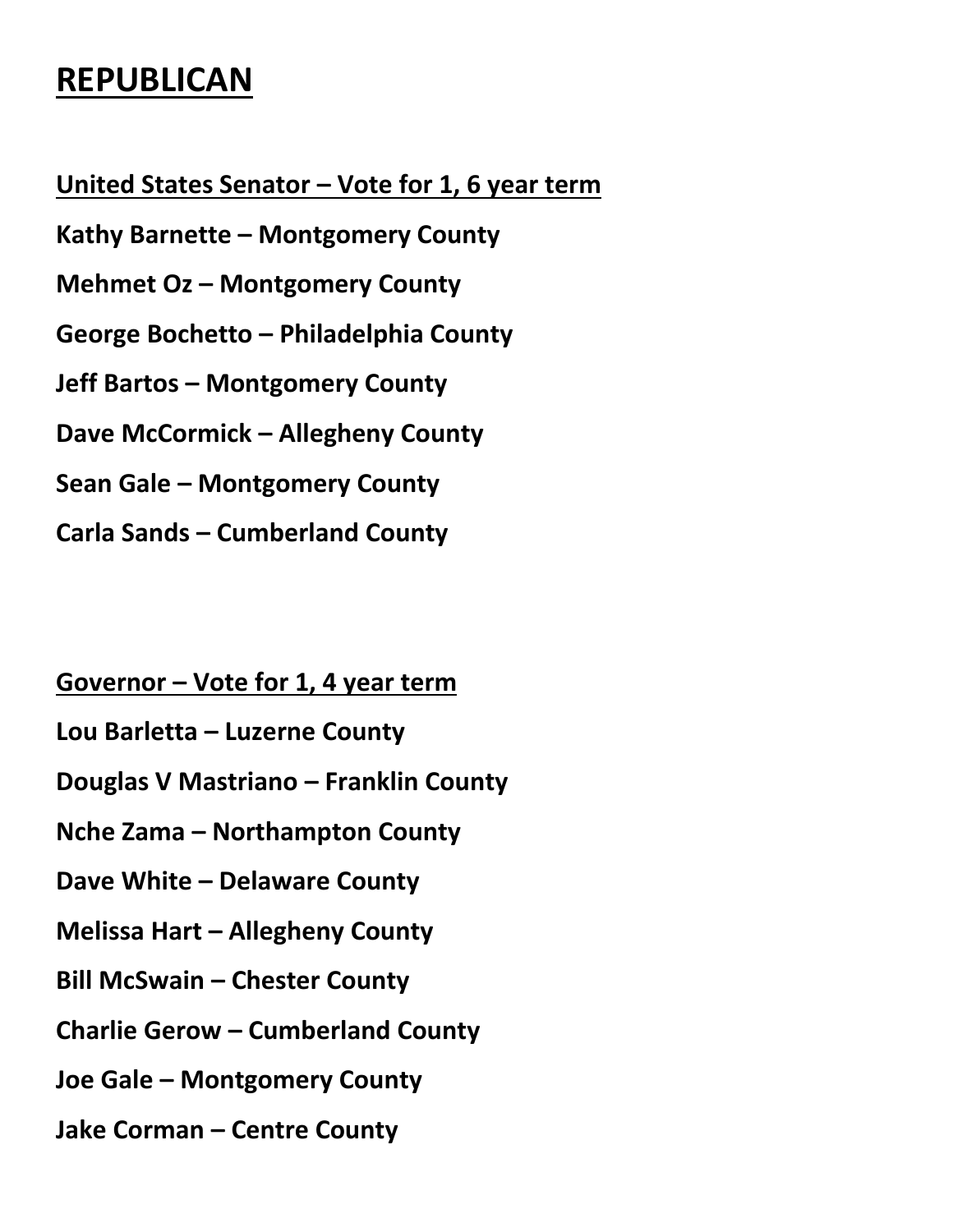# REPUBLICAN

**United States Senator – Vote for 1, 6 year term**

**Kathy Barnette – Montgomery County**

**Mehmet Oz – Montgomery County**

**George Bochetto – Philadelphia County**

**Jeff Bartos – Montgomery County**

**Dave McCormick – Allegheny County**

**Sean Gale – Montgomery County**

**Carla Sands – Cumberland County**

**Governor – Vote for 1, 4 year term**

**Lou Barletta – Luzerne County**

**Douglas V Mastriano – Franklin County**

**Nche Zama – Northampton County**

**Dave White – Delaware County**

**Melissa Hart – Allegheny County**

**Bill McSwain – Chester County**

**Charlie Gerow – Cumberland County**

**Joe Gale – Montgomery County**

**Jake Corman – Centre County**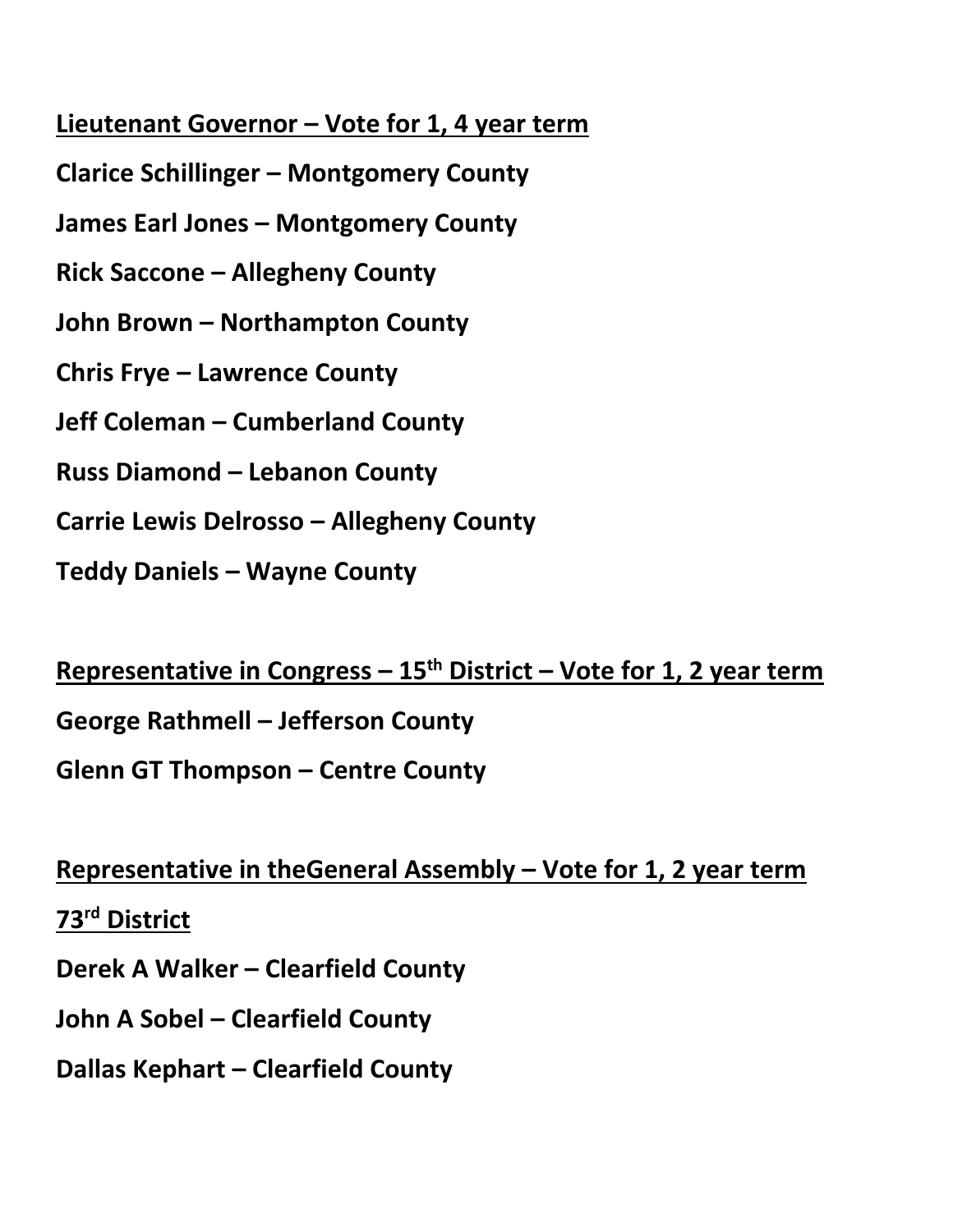**Lieutenant Governor – Vote for 1, 4 year term**

**Clarice Schillinger – Montgomery County**

**James Earl Jones – Montgomery County**

**Rick Saccone – Allegheny County**

**John Brown – Northampton County**

**Chris Frye – Lawrence County**

**Jeff Coleman – Cumberland County**

**Russ Diamond – Lebanon County**

**Carrie Lewis Delrosso – Allegheny County**

**Teddy Daniels – Wayne County**

**Representative in Congress – 15th District – Vote for 1, 2 year term**

**George Rathmell – Jefferson County**

**Glenn GT Thompson – Centre County**

**Representative in theGeneral Assembly – Vote for 1, 2 year term**

**73rd District**

**Derek A Walker – Clearfield County**

**John A Sobel – Clearfield County**

**Dallas Kephart – Clearfield County**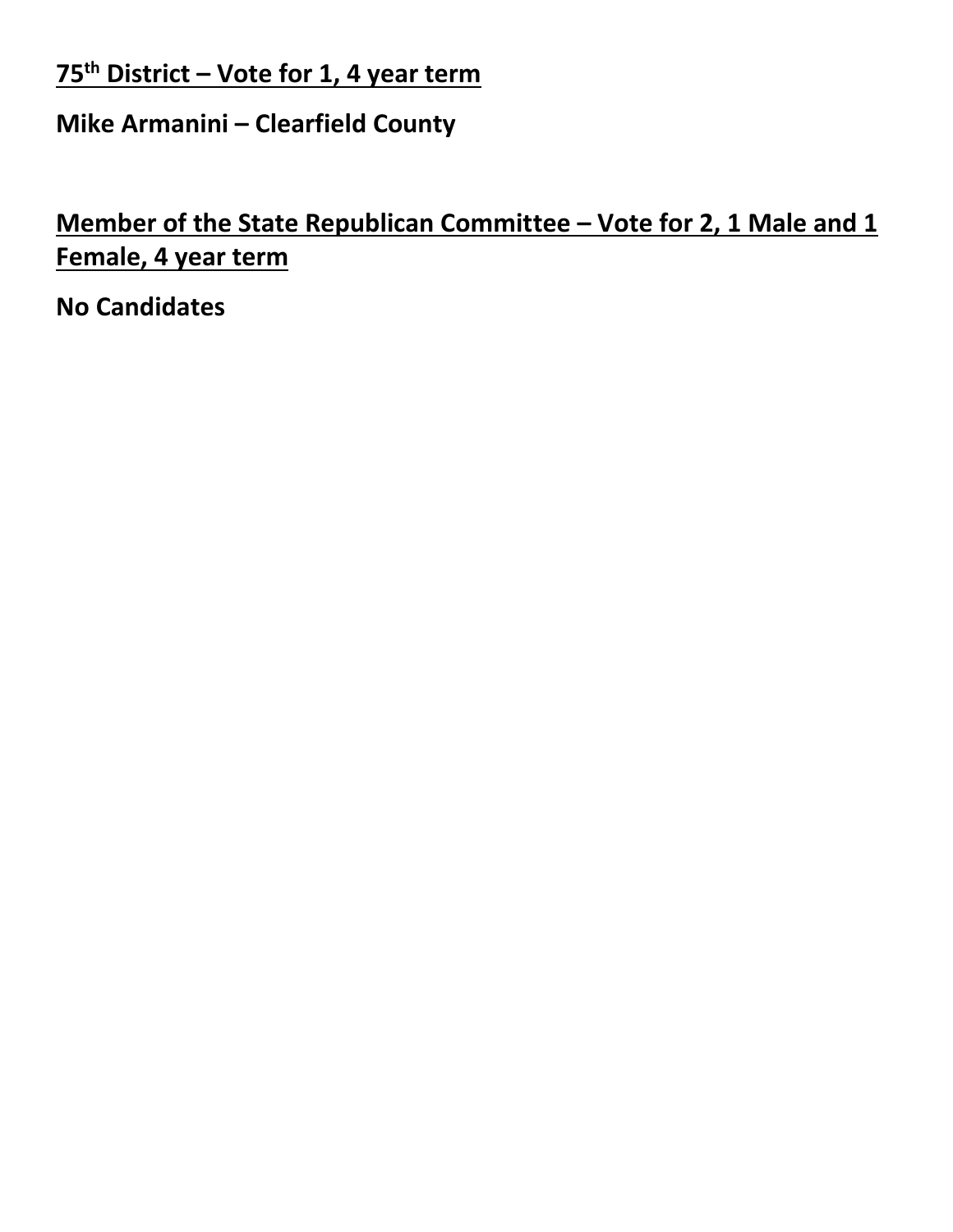**75th District – Vote for 1, 4 year term**

**Mike Armanini – Clearfield County**

**Member of the State Republican Committee – Vote for 2, 1 Male and 1 Female, 4 year term**

**No Candidates**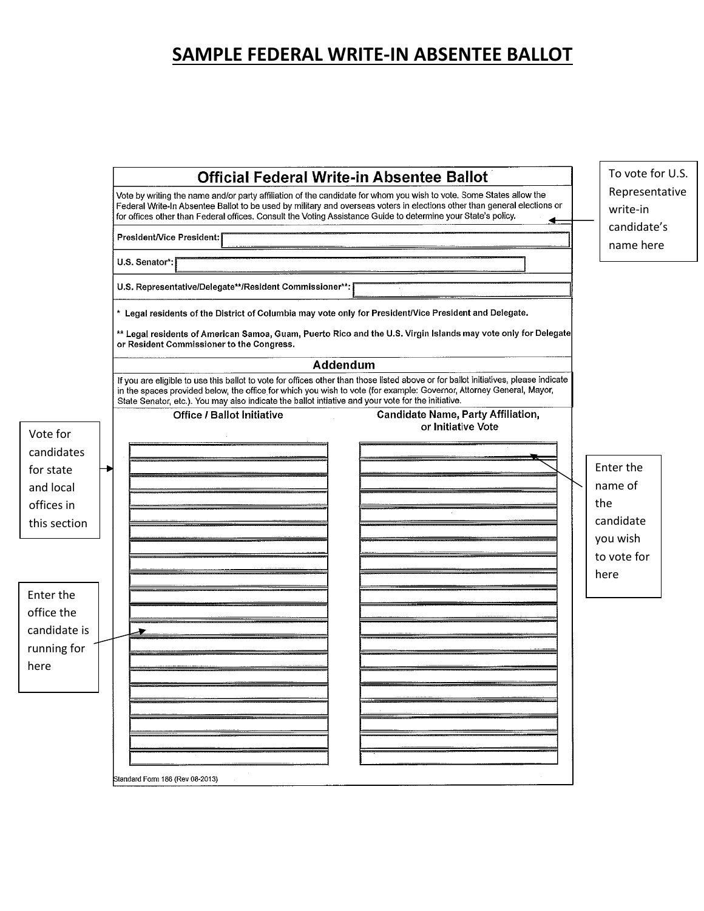# SAMPLE FEDERAL WRITE-IN ABSENTEE BALLOT

## Official Federal Write-in Absentee Ballot

Vote by writing the name and/or party affiliation of the candidate for whom you wish to vote. Some States allow the Federal Write-In Absentee Ballot to be used by military and overseas voters in elections other than general elections or for offices other than Federal offices. Consult the Voting Assistance Guide to determine your State's policy.

To vote for U.S. Representative write-in candidate's name here

**President/Vice President:** ____________________

**U.S. Senator*:** ____________________

**U.S. Representative/Delegate**/Resident Commissioner**:** ____________________

* **Legal residents of the District of Columbia may vote only for President/Vice President and Delegate.**

** **Legal residents of American Samoa, Guam, Puerto Rico and the U.S. Virgin Islands may vote only for Delegate or Resident Commissioner to the Congress.**

### Addendum

If you are eligible to use this ballot to vote for offices other than those listed above or for ballot initiatives, please indicate in the spaces provided below, the office for which you wish to vote (for example: Governor, Attorney General, Mayor, State Senator, etc.). You may also indicate the ballot intiative and your vote for the initiative.

Vote for candidates for state and local offices in this section

Enter the office the candidate is running for here

Enter the name of the candidate you wish to vote for here

| Office / Ballot Initiative | Candidate Name, Party Affiliation, or Initiative Vote |
| --- | --- |
| | |
| | |
| | |
| | |
| | |
| | |
| | |
| | |
| | |
| | |
| | |
| | |
| | |
| | |
| | |
| | |
| | |
| | |
| | |
| | |

Standard Form 186 (Rev 08-2013)